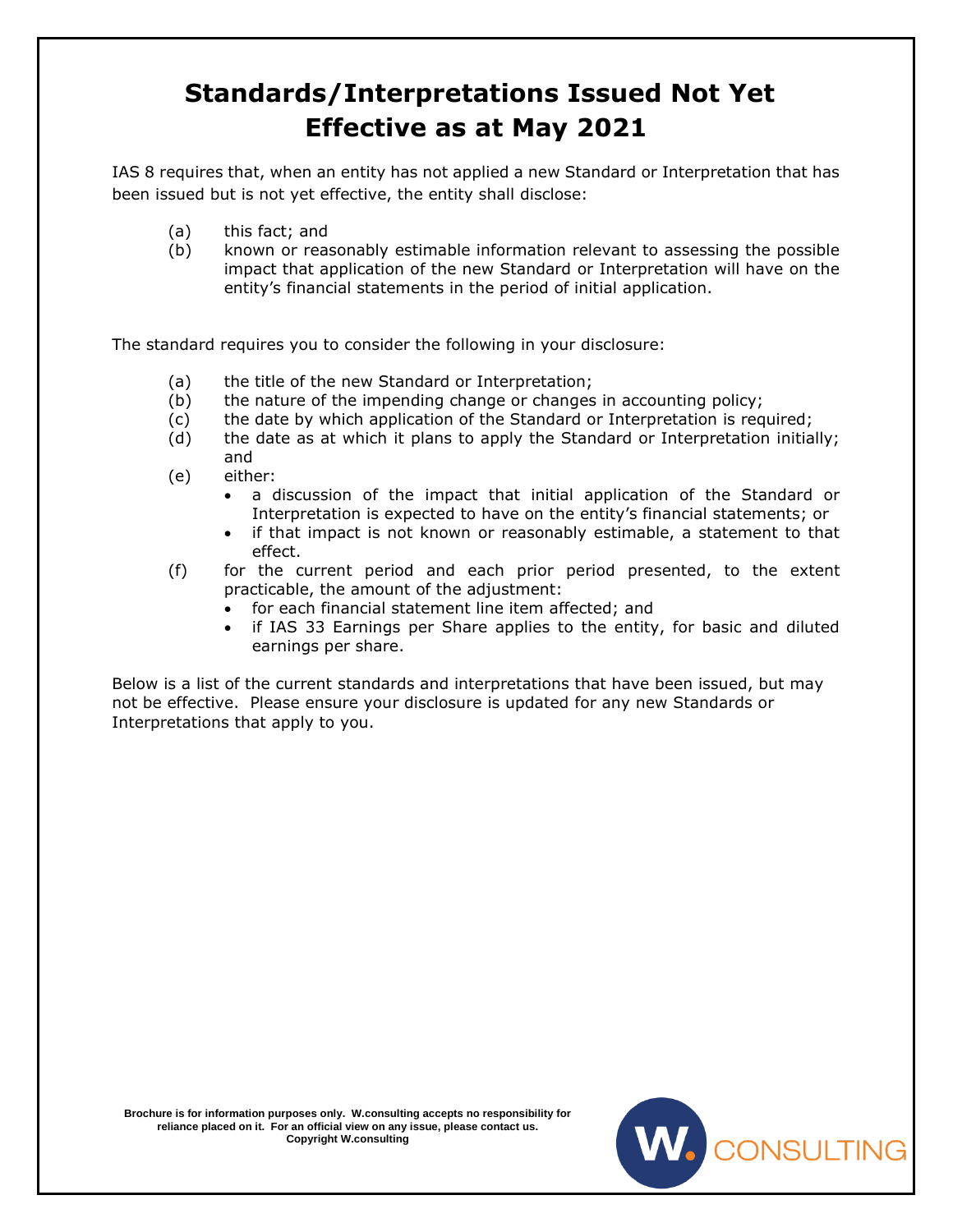# Standards/Interpretations Issued Not Yet Effective as at May 2021

IAS 8 requires that, when an entity has not applied a new Standard or Interpretation that has been issued but is not yet effective, the entity shall disclose:

(a) this fact; and
(b) known or reasonably estimable information relevant to assessing the possible impact that application of the new Standard or Interpretation will have on the entity's financial statements in the period of initial application.

The standard requires you to consider the following in your disclosure:

(a) the title of the new Standard or Interpretation;
(b) the nature of the impending change or changes in accounting policy;
(c) the date by which application of the Standard or Interpretation is required;
(d) the date as at which it plans to apply the Standard or Interpretation initially; and
(e) either:
   - a discussion of the impact that initial application of the Standard or Interpretation is expected to have on the entity's financial statements; or
   - if that impact is not known or reasonably estimable, a statement to that effect.
(f) for the current period and each prior period presented, to the extent practicable, the amount of the adjustment:
   - for each financial statement line item affected; and
   - if IAS 33 Earnings per Share applies to the entity, for basic and diluted earnings per share.

Below is a list of the current standards and interpretations that have been issued, but may not be effective. Please ensure your disclosure is updated for any new Standards or Interpretations that apply to you.

**Brochure is for information purposes only. W.consulting accepts no responsibility for reliance placed on it. For an official view on any issue, please contact us. Copyright W.consulting**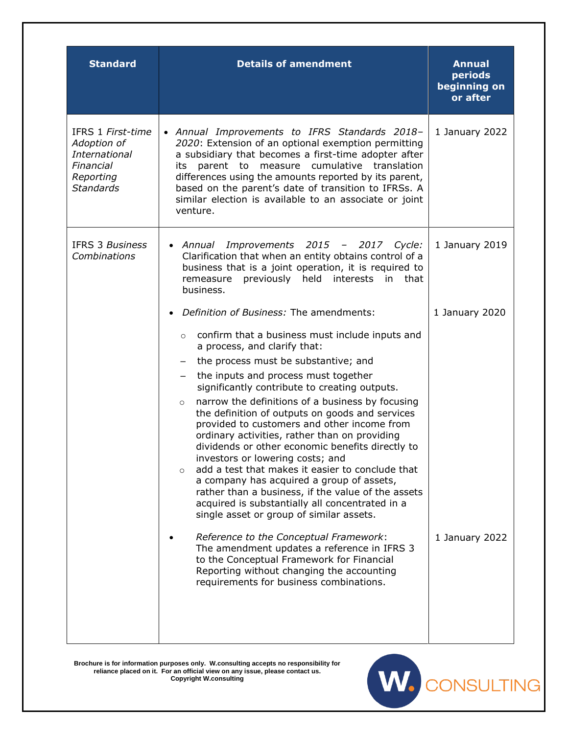| Standard | Details of amendment | Annual periods beginning on or after |
|---|---|---|
| IFRS 1 *First-time Adoption of International Financial Reporting Standards* | • *Annual Improvements to IFRS Standards 2018–2020*: Extension of an optional exemption permitting a subsidiary that becomes a first-time adopter after its parent to measure cumulative translation differences using the amounts reported by its parent, based on the parent's date of transition to IFRSs. A similar election is available to an associate or joint venture. | 1 January 2022 |
| IFRS 3 *Business Combinations* | • *Annual Improvements 2015 – 2017 Cycle:* Clarification that when an entity obtains control of a business that is a joint operation, it is required to remeasure previously held interests in that business. | 1 January 2019 |
| | • *Definition of Business:* The amendments:<br>○ confirm that a business must include inputs and a process, and clarify that:<br>– the process must be substantive; and<br>– the inputs and process must together significantly contribute to creating outputs.<br>○ narrow the definitions of a business by focusing the definition of outputs on goods and services provided to customers and other income from ordinary activities, rather than on providing dividends or other economic benefits directly to investors or lowering costs; and<br>○ add a test that makes it easier to conclude that a company has acquired a group of assets, rather than a business, if the value of the assets acquired is substantially all concentrated in a single asset or group of similar assets. | 1 January 2020 |
| | • *Reference to the Conceptual Framework*: The amendment updates a reference in IFRS 3 to the Conceptual Framework for Financial Reporting without changing the accounting requirements for business combinations. | 1 January 2022 |

**Brochure is for information purposes only. W.consulting accepts no responsibility for reliance placed on it. For an official view on any issue, please contact us. Copyright W.consulting**

W. CONSULTING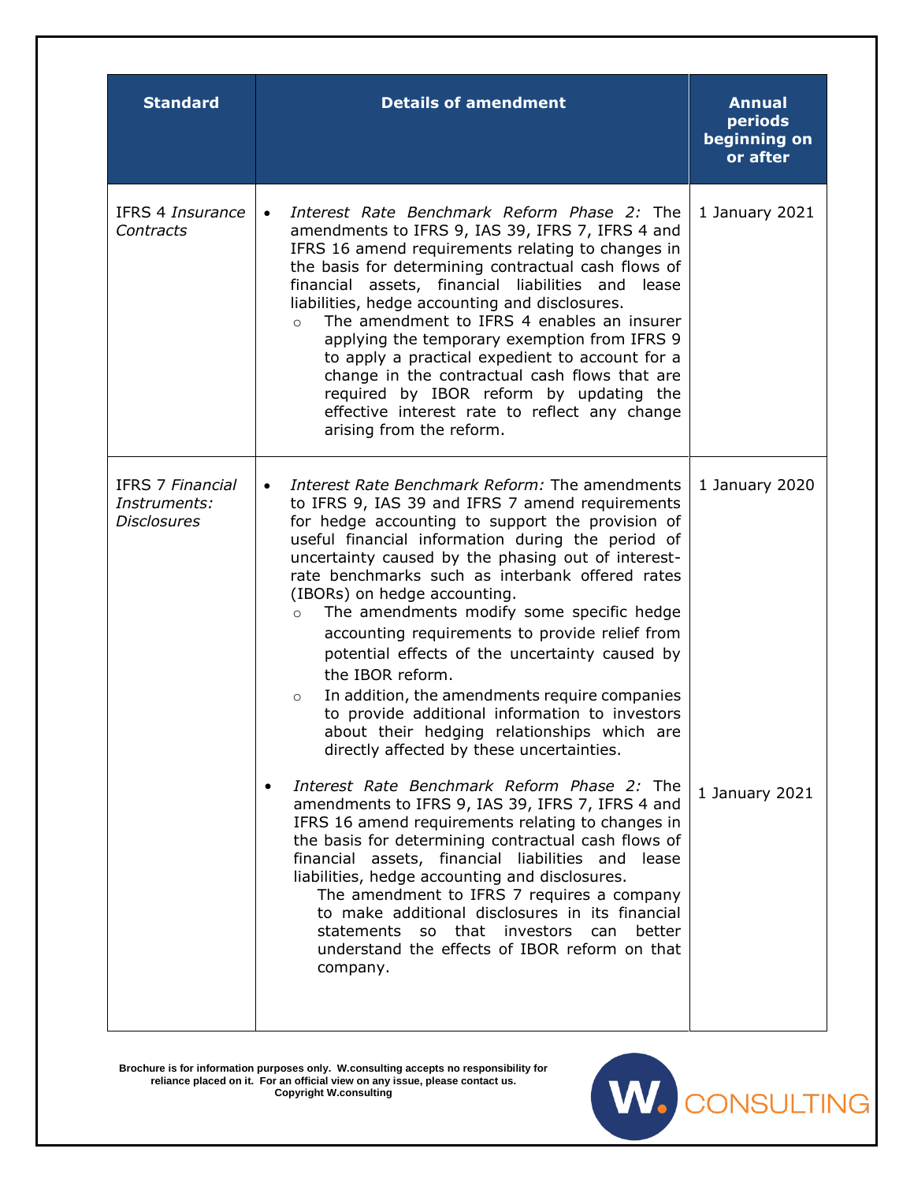| Standard | Details of amendment | Annual periods beginning on or after |
| --- | --- | --- |
| IFRS 4 *Insurance Contracts* | • *Interest Rate Benchmark Reform Phase 2:* The amendments to IFRS 9, IAS 39, IFRS 7, IFRS 4 and IFRS 16 amend requirements relating to changes in the basis for determining contractual cash flows of financial assets, financial liabilities and lease liabilities, hedge accounting and disclosures.<br>○ The amendment to IFRS 4 enables an insurer applying the temporary exemption from IFRS 9 to apply a practical expedient to account for a change in the contractual cash flows that are required by IBOR reform by updating the effective interest rate to reflect any change arising from the reform. | 1 January 2021 |
| IFRS 7 *Financial Instruments: Disclosures* | • *Interest Rate Benchmark Reform:* The amendments to IFRS 9, IAS 39 and IFRS 7 amend requirements for hedge accounting to support the provision of useful financial information during the period of uncertainty caused by the phasing out of interest-rate benchmarks such as interbank offered rates (IBORs) on hedge accounting.<br>○ The amendments modify some specific hedge accounting requirements to provide relief from potential effects of the uncertainty caused by the IBOR reform.<br>○ In addition, the amendments require companies to provide additional information to investors about their hedging relationships which are directly affected by these uncertainties. | 1 January 2020 |
| | • *Interest Rate Benchmark Reform Phase 2:* The amendments to IFRS 9, IAS 39, IFRS 7, IFRS 4 and IFRS 16 amend requirements relating to changes in the basis for determining contractual cash flows of financial assets, financial liabilities and lease liabilities, hedge accounting and disclosures.<br>The amendment to IFRS 7 requires a company to make additional disclosures in its financial statements so that investors can better understand the effects of IBOR reform on that company. | 1 January 2021 |

**Brochure is for information purposes only. W.consulting accepts no responsibility for reliance placed on it. For an official view on any issue, please contact us. Copyright W.consulting**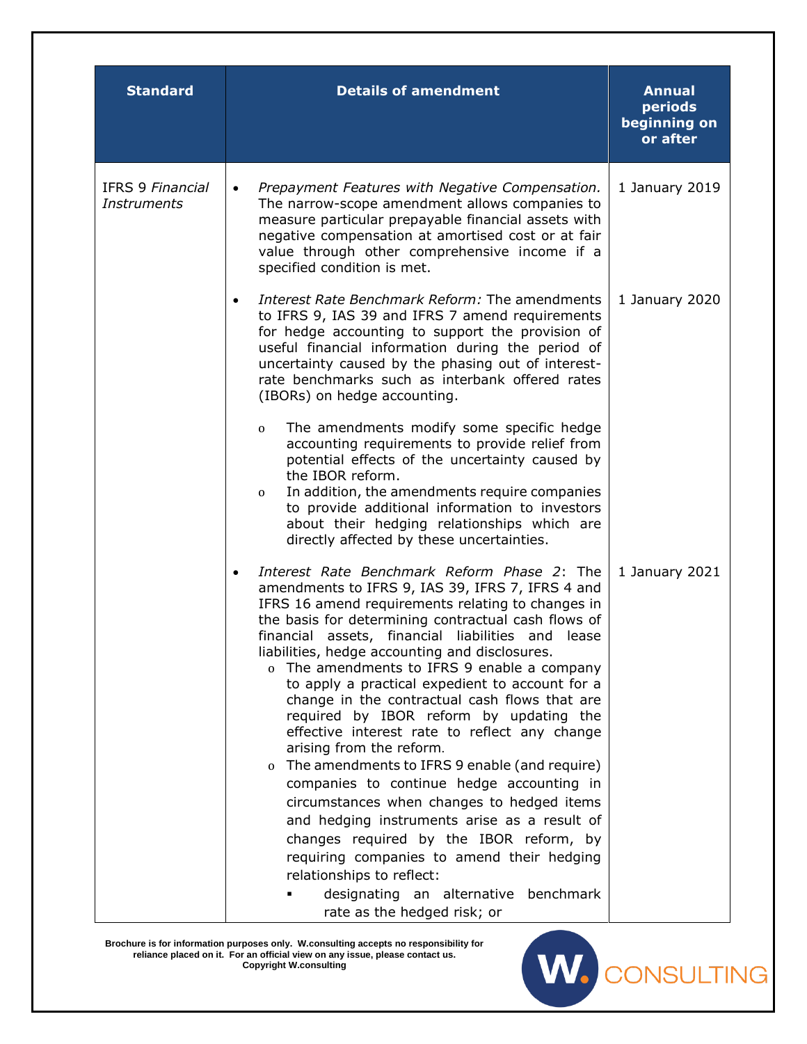| Standard | Details of amendment | Annual periods beginning on or after |
|---|---|---|
| IFRS 9 *Financial Instruments* | • *Prepayment Features with Negative Compensation.* The narrow-scope amendment allows companies to measure particular prepayable financial assets with negative compensation at amortised cost or at fair value through other comprehensive income if a specified condition is met. | 1 January 2019 |
| | • *Interest Rate Benchmark Reform:* The amendments to IFRS 9, IAS 39 and IFRS 7 amend requirements for hedge accounting to support the provision of useful financial information during the period of uncertainty caused by the phasing out of interest-rate benchmarks such as interbank offered rates (IBORs) on hedge accounting.<br><br>o The amendments modify some specific hedge accounting requirements to provide relief from potential effects of the uncertainty caused by the IBOR reform.<br>o In addition, the amendments require companies to provide additional information to investors about their hedging relationships which are directly affected by these uncertainties. | 1 January 2020 |
| | • *Interest Rate Benchmark Reform Phase 2*: The amendments to IFRS 9, IAS 39, IFRS 7, IFRS 4 and IFRS 16 amend requirements relating to changes in the basis for determining contractual cash flows of financial assets, financial liabilities and lease liabilities, hedge accounting and disclosures.<br>o The amendments to IFRS 9 enable a company to apply a practical expedient to account for a change in the contractual cash flows that are required by IBOR reform by updating the effective interest rate to reflect any change arising from the reform.<br>o The amendments to IFRS 9 enable (and require) companies to continue hedge accounting in circumstances when changes to hedged items and hedging instruments arise as a result of changes required by the IBOR reform, by requiring companies to amend their hedging relationships to reflect:<br>▪ designating an alternative benchmark rate as the hedged risk; or | 1 January 2021 |

Brochure is for information purposes only. W.consulting accepts no responsibility for reliance placed on it. For an official view on any issue, please contact us.
Copyright W.consulting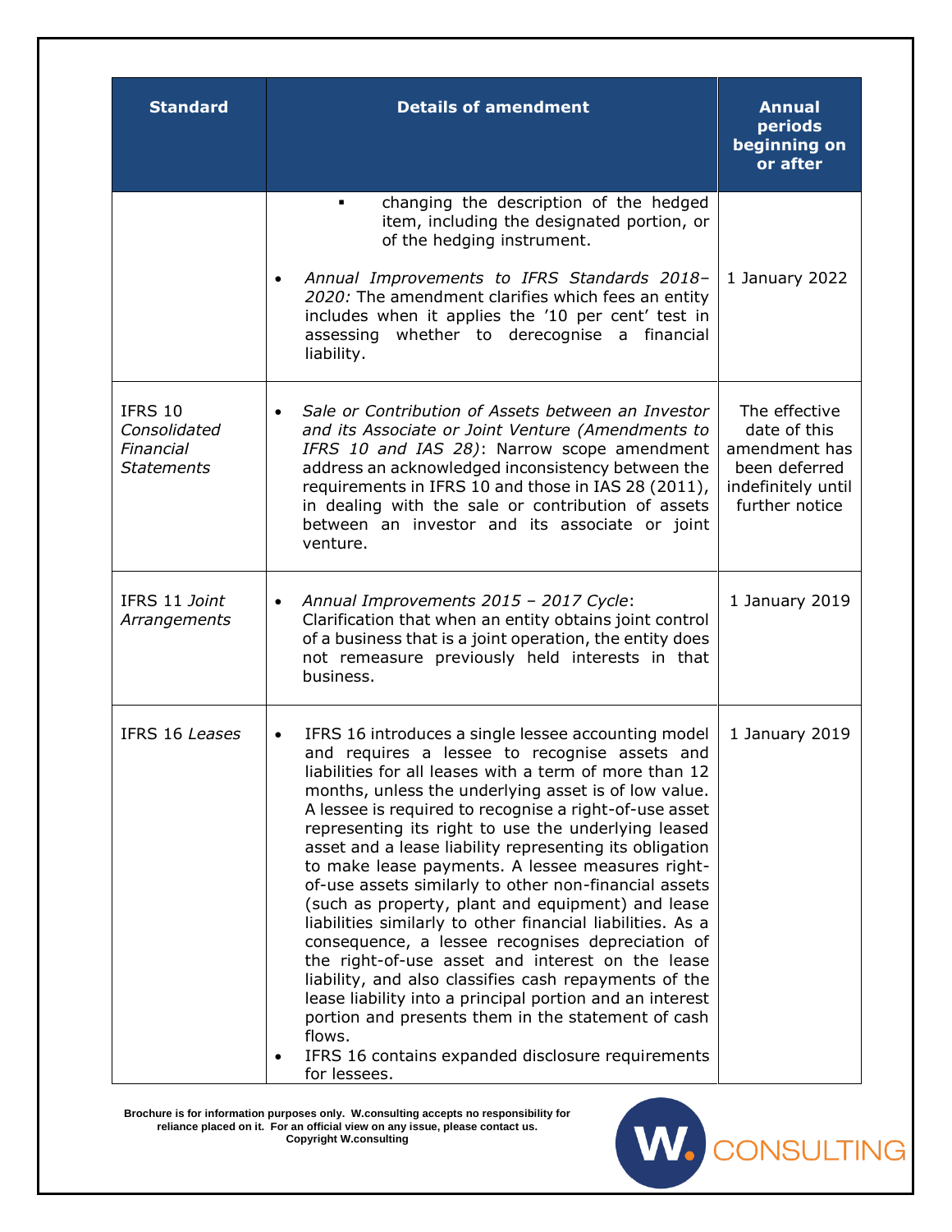| Standard | Details of amendment | Annual periods beginning on or after |
|---|---|---|
| | ▪ changing the description of the hedged item, including the designated portion, or of the hedging instrument.<br><br>• *Annual Improvements to IFRS Standards 2018–2020:* The amendment clarifies which fees an entity includes when it applies the '10 per cent' test in assessing whether to derecognise a financial liability. | <br><br><br>1 January 2022 |
| IFRS 10 *Consolidated Financial Statements* | • *Sale or Contribution of Assets between an Investor and its Associate or Joint Venture (Amendments to IFRS 10 and IAS 28)*: Narrow scope amendment address an acknowledged inconsistency between the requirements in IFRS 10 and those in IAS 28 (2011), in dealing with the sale or contribution of assets between an investor and its associate or joint venture. | The effective date of this amendment has been deferred indefinitely until further notice |
| IFRS 11 *Joint Arrangements* | • *Annual Improvements 2015 – 2017 Cycle*: Clarification that when an entity obtains joint control of a business that is a joint operation, the entity does not remeasure previously held interests in that business. | 1 January 2019 |
| IFRS 16 *Leases* | • IFRS 16 introduces a single lessee accounting model and requires a lessee to recognise assets and liabilities for all leases with a term of more than 12 months, unless the underlying asset is of low value. A lessee is required to recognise a right-of-use asset representing its right to use the underlying leased asset and a lease liability representing its obligation to make lease payments. A lessee measures right-of-use assets similarly to other non-financial assets (such as property, plant and equipment) and lease liabilities similarly to other financial liabilities. As a consequence, a lessee recognises depreciation of the right-of-use asset and interest on the lease liability, and also classifies cash repayments of the lease liability into a principal portion and an interest portion and presents them in the statement of cash flows.<br>• IFRS 16 contains expanded disclosure requirements for lessees. | 1 January 2019 |

**Brochure is for information purposes only. W.consulting accepts no responsibility for reliance placed on it. For an official view on any issue, please contact us. Copyright W.consulting**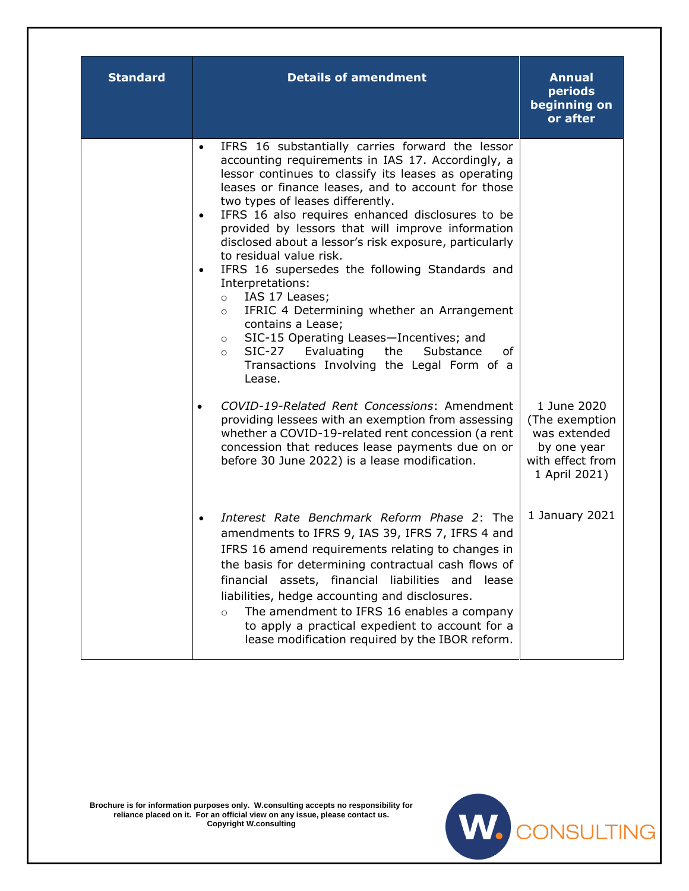| Standard | Details of amendment | Annual periods beginning on or after |
|---|---|---|
| | • IFRS 16 substantially carries forward the lessor accounting requirements in IAS 17. Accordingly, a lessor continues to classify its leases as operating leases or finance leases, and to account for those two types of leases differently.<br>• IFRS 16 also requires enhanced disclosures to be provided by lessors that will improve information disclosed about a lessor's risk exposure, particularly to residual value risk.<br>• IFRS 16 supersedes the following Standards and Interpretations:<br>○ IAS 17 Leases;<br>○ IFRIC 4 Determining whether an Arrangement contains a Lease;<br>○ SIC-15 Operating Leases—Incentives; and<br>○ SIC-27 Evaluating the Substance of Transactions Involving the Legal Form of a Lease. | |
| | • *COVID-19-Related Rent Concessions*: Amendment providing lessees with an exemption from assessing whether a COVID-19-related rent concession (a rent concession that reduces lease payments due on or before 30 June 2022) is a lease modification. | 1 June 2020 (The exemption was extended by one year with effect from 1 April 2021) |
| | • *Interest Rate Benchmark Reform Phase 2*: The amendments to IFRS 9, IAS 39, IFRS 7, IFRS 4 and IFRS 16 amend requirements relating to changes in the basis for determining contractual cash flows of financial assets, financial liabilities and lease liabilities, hedge accounting and disclosures.<br>○ The amendment to IFRS 16 enables a company to apply a practical expedient to account for a lease modification required by the IBOR reform. | 1 January 2021 |

Brochure is for information purposes only. W.consulting accepts no responsibility for reliance placed on it. For an official view on any issue, please contact us. Copyright W.consulting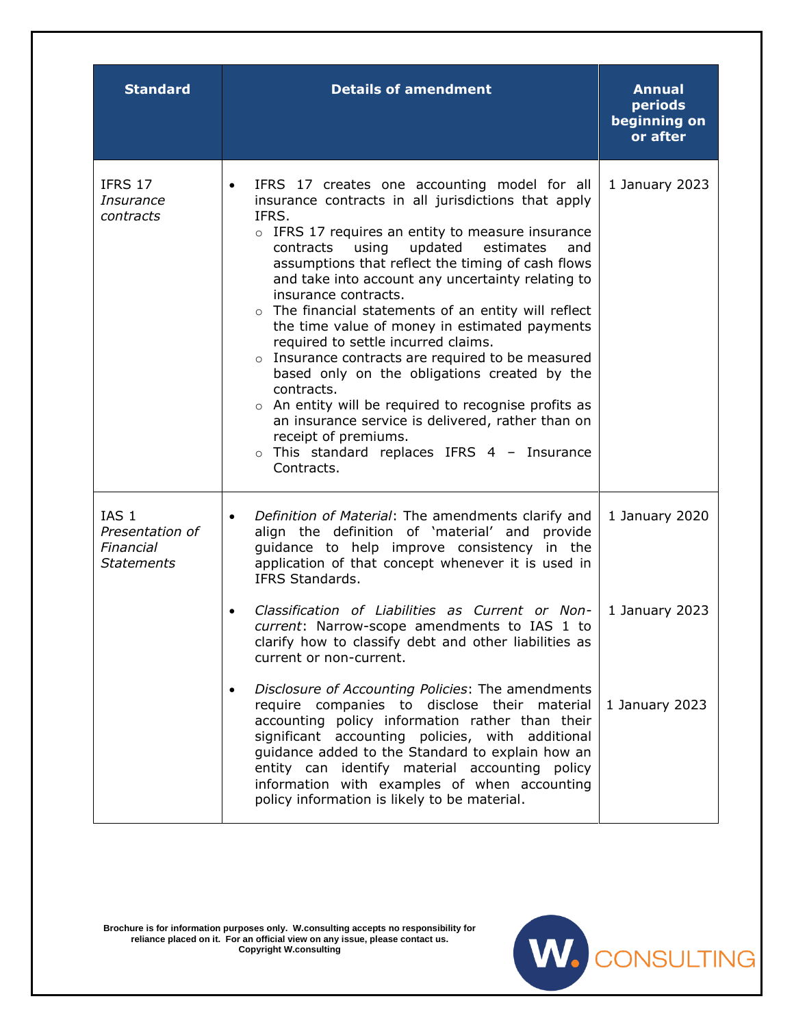| Standard | Details of amendment | Annual periods beginning on or after |
|---|---|---|
| IFRS 17 *Insurance contracts* | • IFRS 17 creates one accounting model for all insurance contracts in all jurisdictions that apply IFRS.<br>○ IFRS 17 requires an entity to measure insurance contracts using updated estimates and assumptions that reflect the timing of cash flows and take into account any uncertainty relating to insurance contracts.<br>○ The financial statements of an entity will reflect the time value of money in estimated payments required to settle incurred claims.<br>○ Insurance contracts are required to be measured based only on the obligations created by the contracts.<br>○ An entity will be required to recognise profits as an insurance service is delivered, rather than on receipt of premiums.<br>○ This standard replaces IFRS 4 – Insurance Contracts. | 1 January 2023 |
| IAS 1 *Presentation of Financial Statements* | • *Definition of Material*: The amendments clarify and align the definition of 'material' and provide guidance to help improve consistency in the application of that concept whenever it is used in IFRS Standards. | 1 January 2020 |
| | • *Classification of Liabilities as Current or Non-current*: Narrow-scope amendments to IAS 1 to clarify how to classify debt and other liabilities as current or non-current. | 1 January 2023 |
| | • *Disclosure of Accounting Policies*: The amendments require companies to disclose their material accounting policy information rather than their significant accounting policies, with additional guidance added to the Standard to explain how an entity can identify material accounting policy information with examples of when accounting policy information is likely to be material. | 1 January 2023 |

**Brochure is for information purposes only. W.consulting accepts no responsibility for reliance placed on it. For an official view on any issue, please contact us. Copyright W.consulting**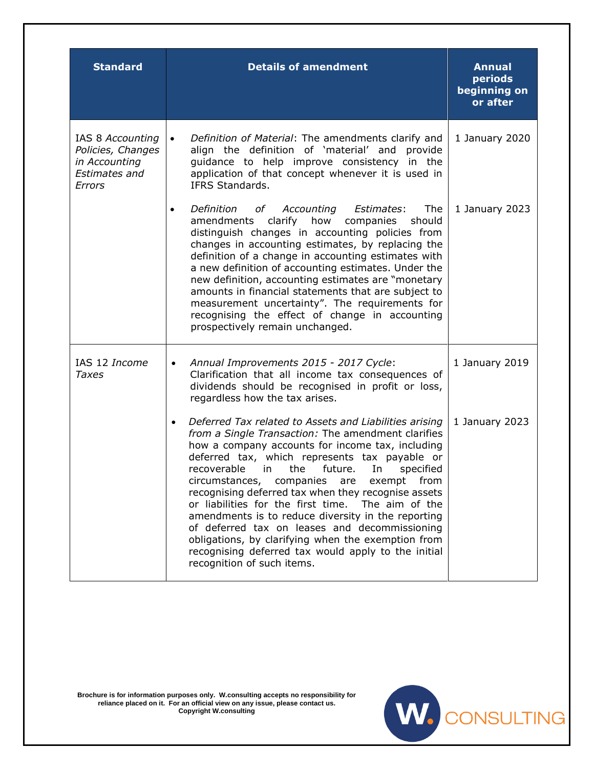| Standard | Details of amendment | Annual periods beginning on or after |
|---|---|---|
| IAS 8 *Accounting Policies, Changes in Accounting Estimates and Errors* | • *Definition of Material*: The amendments clarify and align the definition of 'material' and provide guidance to help improve consistency in the application of that concept whenever it is used in IFRS Standards. | 1 January 2020 |
| | • *Definition of Accounting Estimates*: The amendments clarify how companies should distinguish changes in accounting policies from changes in accounting estimates, by replacing the definition of a change in accounting estimates with a new definition of accounting estimates. Under the new definition, accounting estimates are "monetary amounts in financial statements that are subject to measurement uncertainty". The requirements for recognising the effect of change in accounting prospectively remain unchanged. | 1 January 2023 |
| IAS 12 *Income Taxes* | • *Annual Improvements 2015 - 2017 Cycle*: Clarification that all income tax consequences of dividends should be recognised in profit or loss, regardless how the tax arises. | 1 January 2019 |
| | • *Deferred Tax related to Assets and Liabilities arising from a Single Transaction:* The amendment clarifies how a company accounts for income tax, including deferred tax, which represents tax payable or recoverable in the future. In specified circumstances, companies are exempt from recognising deferred tax when they recognise assets or liabilities for the first time. The aim of the amendments is to reduce diversity in the reporting of deferred tax on leases and decommissioning obligations, by clarifying when the exemption from recognising deferred tax would apply to the initial recognition of such items. | 1 January 2023 |

**Brochure is for information purposes only. W.consulting accepts no responsibility for reliance placed on it. For an official view on any issue, please contact us. Copyright W.consulting**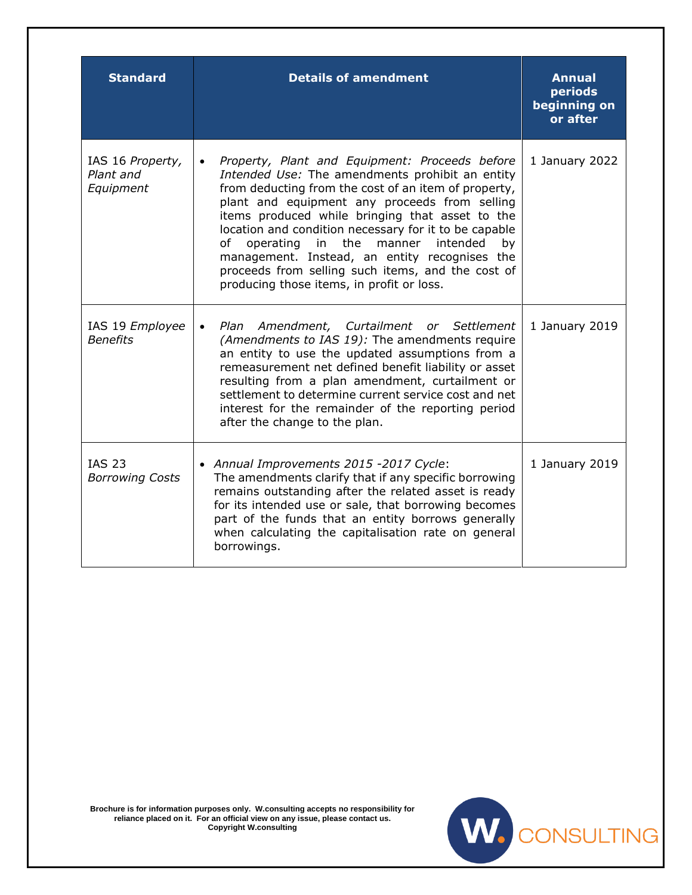| Standard | Details of amendment | Annual periods beginning on or after |
|---|---|---|
| IAS 16 *Property, Plant and Equipment* | • *Property, Plant and Equipment: Proceeds before Intended Use:* The amendments prohibit an entity from deducting from the cost of an item of property, plant and equipment any proceeds from selling items produced while bringing that asset to the location and condition necessary for it to be capable of operating in the manner intended by management. Instead, an entity recognises the proceeds from selling such items, and the cost of producing those items, in profit or loss. | 1 January 2022 |
| IAS 19 *Employee Benefits* | • *Plan Amendment, Curtailment or Settlement (Amendments to IAS 19):* The amendments require an entity to use the updated assumptions from a remeasurement net defined benefit liability or asset resulting from a plan amendment, curtailment or settlement to determine current service cost and net interest for the remainder of the reporting period after the change to the plan. | 1 January 2019 |
| IAS 23 *Borrowing Costs* | • *Annual Improvements 2015 -2017 Cycle*: The amendments clarify that if any specific borrowing remains outstanding after the related asset is ready for its intended use or sale, that borrowing becomes part of the funds that an entity borrows generally when calculating the capitalisation rate on general borrowings. | 1 January 2019 |

**Brochure is for information purposes only. W.consulting accepts no responsibility for reliance placed on it. For an official view on any issue, please contact us. Copyright W.consulting**

W. CONSULTING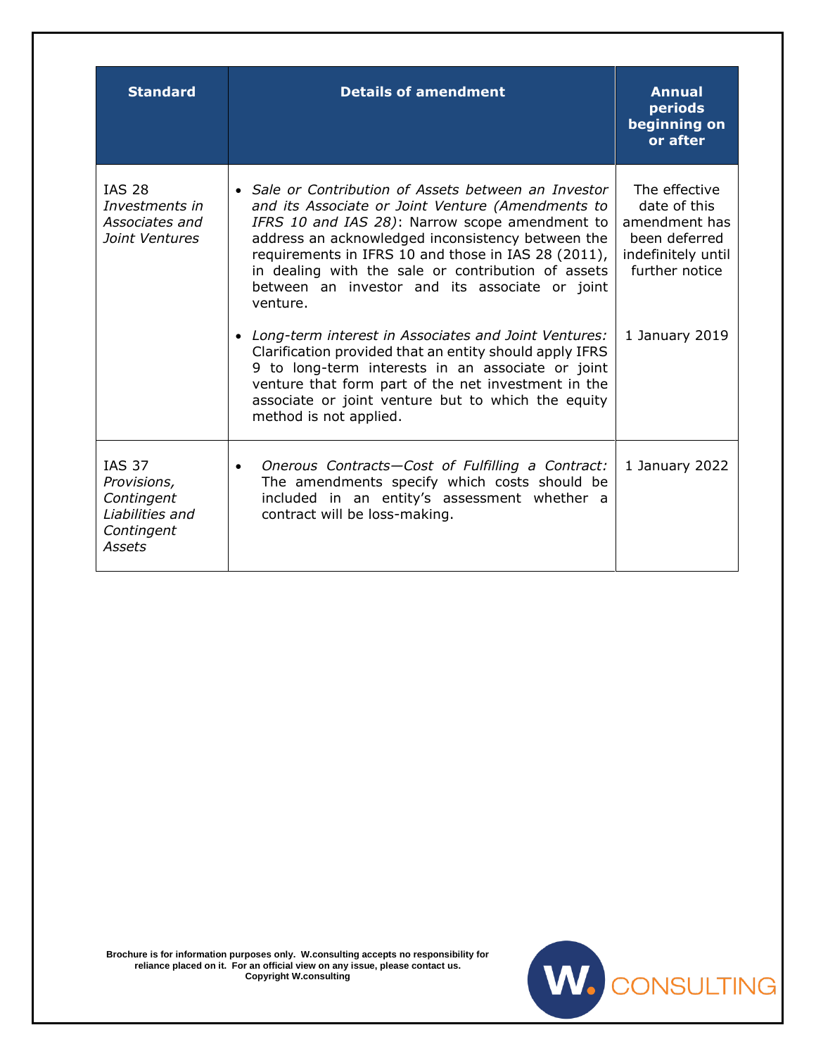| Standard | Details of amendment | Annual periods beginning on or after |
|---|---|---|
| IAS 28 *Investments in Associates and Joint Ventures* | • *Sale or Contribution of Assets between an Investor and its Associate or Joint Venture (Amendments to IFRS 10 and IAS 28)*: Narrow scope amendment to address an acknowledged inconsistency between the requirements in IFRS 10 and those in IAS 28 (2011), in dealing with the sale or contribution of assets between an investor and its associate or joint venture. | The effective date of this amendment has been deferred indefinitely until further notice |
| | • *Long-term interest in Associates and Joint Ventures:* Clarification provided that an entity should apply IFRS 9 to long-term interests in an associate or joint venture that form part of the net investment in the associate or joint venture but to which the equity method is not applied. | 1 January 2019 |
| IAS 37 *Provisions, Contingent Liabilities and Contingent Assets* | • *Onerous Contracts—Cost of Fulfilling a Contract:* The amendments specify which costs should be included in an entity's assessment whether a contract will be loss-making. | 1 January 2022 |

**Brochure is for information purposes only. W.consulting accepts no responsibility for reliance placed on it. For an official view on any issue, please contact us.**
**Copyright W.consulting**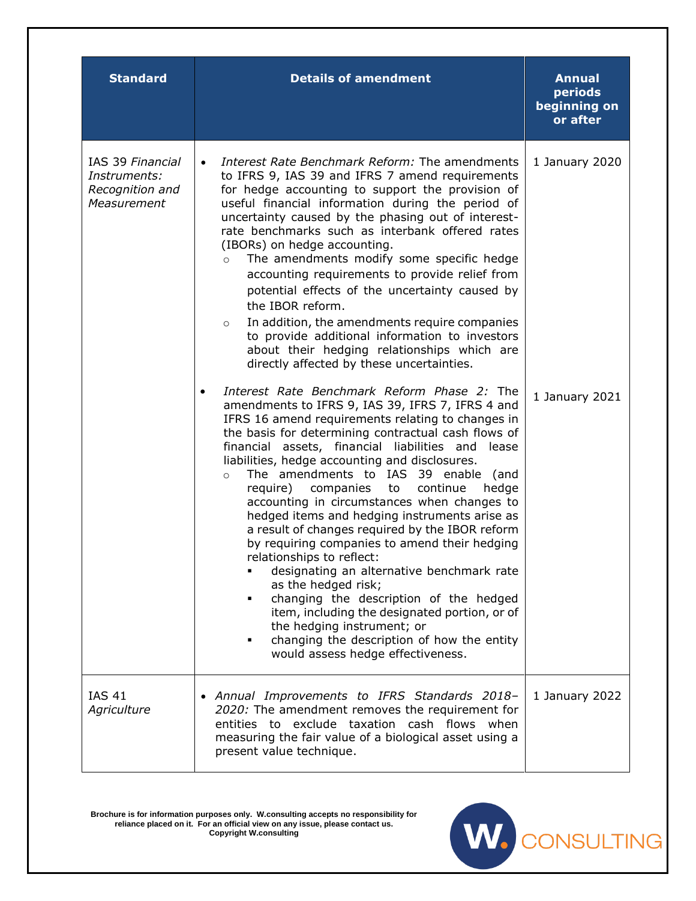| Standard | Details of amendment | Annual periods beginning on or after |
|---|---|---|
| IAS 39 *Financial Instruments: Recognition and Measurement* | • *Interest Rate Benchmark Reform:* The amendments to IFRS 9, IAS 39 and IFRS 7 amend requirements for hedge accounting to support the provision of useful financial information during the period of uncertainty caused by the phasing out of interest-rate benchmarks such as interbank offered rates (IBORs) on hedge accounting.<br>○ The amendments modify some specific hedge accounting requirements to provide relief from potential effects of the uncertainty caused by the IBOR reform.<br>○ In addition, the amendments require companies to provide additional information to investors about their hedging relationships which are directly affected by these uncertainties. | 1 January 2020 |
| | • *Interest Rate Benchmark Reform Phase 2:* The amendments to IFRS 9, IAS 39, IFRS 7, IFRS 4 and IFRS 16 amend requirements relating to changes in the basis for determining contractual cash flows of financial assets, financial liabilities and lease liabilities, hedge accounting and disclosures.<br>○ The amendments to IAS 39 enable (and require) companies to continue hedge accounting in circumstances when changes to hedged items and hedging instruments arise as a result of changes required by the IBOR reform by requiring companies to amend their hedging relationships to reflect:<br>▪ designating an alternative benchmark rate as the hedged risk;<br>▪ changing the description of the hedged item, including the designated portion, or of the hedging instrument; or<br>▪ changing the description of how the entity would assess hedge effectiveness. | 1 January 2021 |
| IAS 41 *Agriculture* | • *Annual Improvements to IFRS Standards 2018–2020:* The amendment removes the requirement for entities to exclude taxation cash flows when measuring the fair value of a biological asset using a present value technique. | 1 January 2022 |

**Brochure is for information purposes only. W.consulting accepts no responsibility for reliance placed on it. For an official view on any issue, please contact us. Copyright W.consulting**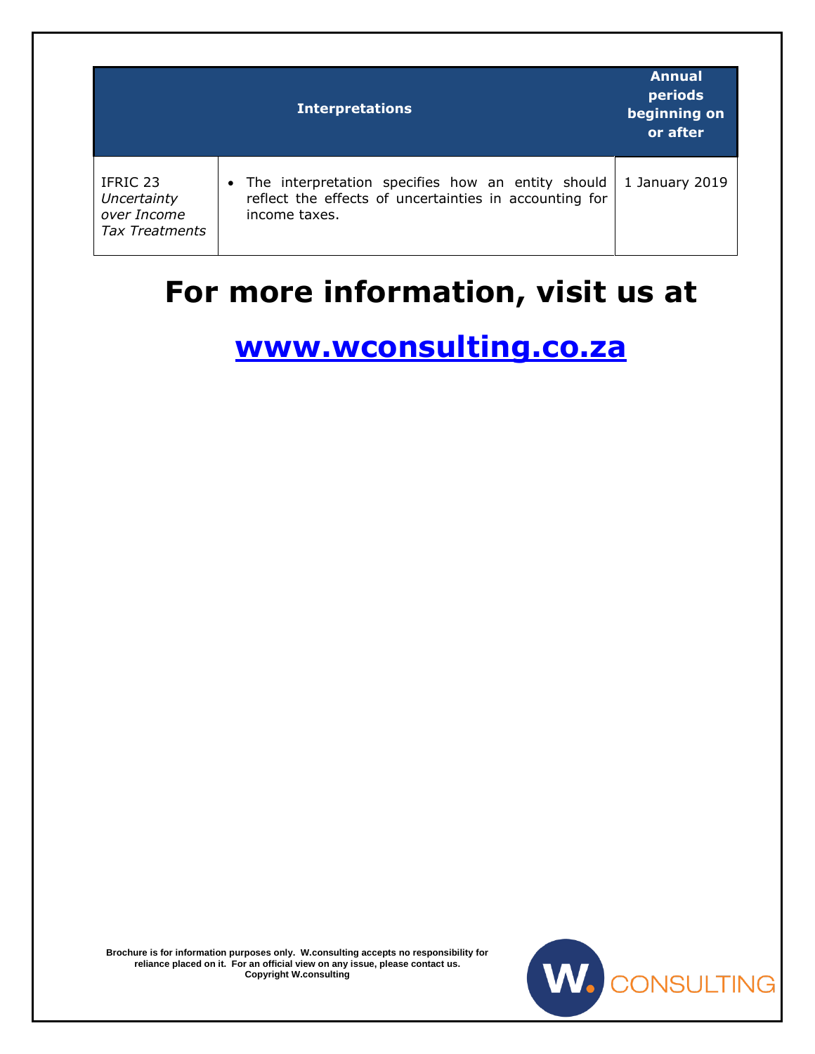| Interpretations | | Annual periods beginning on or after |
|---|---|---|
| IFRIC 23 *Uncertainty over Income Tax Treatments* | • The interpretation specifies how an entity should reflect the effects of uncertainties in accounting for income taxes. | 1 January 2019 |

# For more information, visit us at

# www.wconsulting.co.za

**Brochure is for information purposes only. W.consulting accepts no responsibility for reliance placed on it. For an official view on any issue, please contact us.**
**Copyright W.consulting**

W. CONSULTING